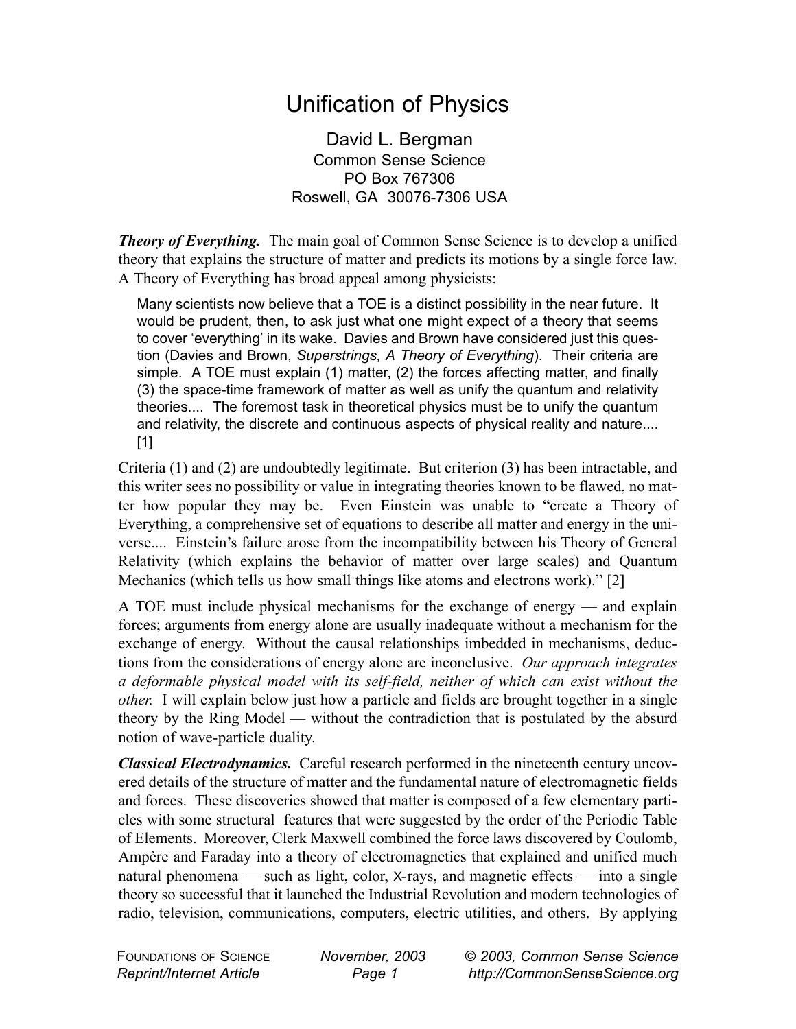# Unification of Physics

David L. Bergman
Common Sense Science
PO Box 767306
Roswell, GA 30076-7306 USA

***Theory of Everything.*** The main goal of Common Sense Science is to develop a unified theory that explains the structure of matter and predicts its motions by a single force law. A Theory of Everything has broad appeal among physicists:

> Many scientists now believe that a TOE is a distinct possibility in the near future. It would be prudent, then, to ask just what one might expect of a theory that seems to cover 'everything' in its wake. Davies and Brown have considered just this question (Davies and Brown, *Superstrings, A Theory of Everything*). Their criteria are simple. A TOE must explain (1) matter, (2) the forces affecting matter, and finally (3) the space-time framework of matter as well as unify the quantum and relativity theories.... The foremost task in theoretical physics must be to unify the quantum and relativity, the discrete and continuous aspects of physical reality and nature.... [1]

Criteria (1) and (2) are undoubtedly legitimate. But criterion (3) has been intractable, and this writer sees no possibility or value in integrating theories known to be flawed, no matter how popular they may be. Even Einstein was unable to "create a Theory of Everything, a comprehensive set of equations to describe all matter and energy in the universe.... Einstein's failure arose from the incompatibility between his Theory of General Relativity (which explains the behavior of matter over large scales) and Quantum Mechanics (which tells us how small things like atoms and electrons work)." [2]

A TOE must include physical mechanisms for the exchange of energy — and explain forces; arguments from energy alone are usually inadequate without a mechanism for the exchange of energy. Without the causal relationships imbedded in mechanisms, deductions from the considerations of energy alone are inconclusive. *Our approach integrates a deformable physical model with its self-field, neither of which can exist without the other.* I will explain below just how a particle and fields are brought together in a single theory by the Ring Model — without the contradiction that is postulated by the absurd notion of wave-particle duality.

***Classical Electrodynamics.*** Careful research performed in the nineteenth century uncovered details of the structure of matter and the fundamental nature of electromagnetic fields and forces. These discoveries showed that matter is composed of a few elementary particles with some structural features that were suggested by the order of the Periodic Table of Elements. Moreover, Clerk Maxwell combined the force laws discovered by Coulomb, Ampère and Faraday into a theory of electromagnetics that explained and unified much natural phenomena — such as light, color, X-rays, and magnetic effects — into a single theory so successful that it launched the Industrial Revolution and modern technologies of radio, television, communications, computers, electric utilities, and others. By applying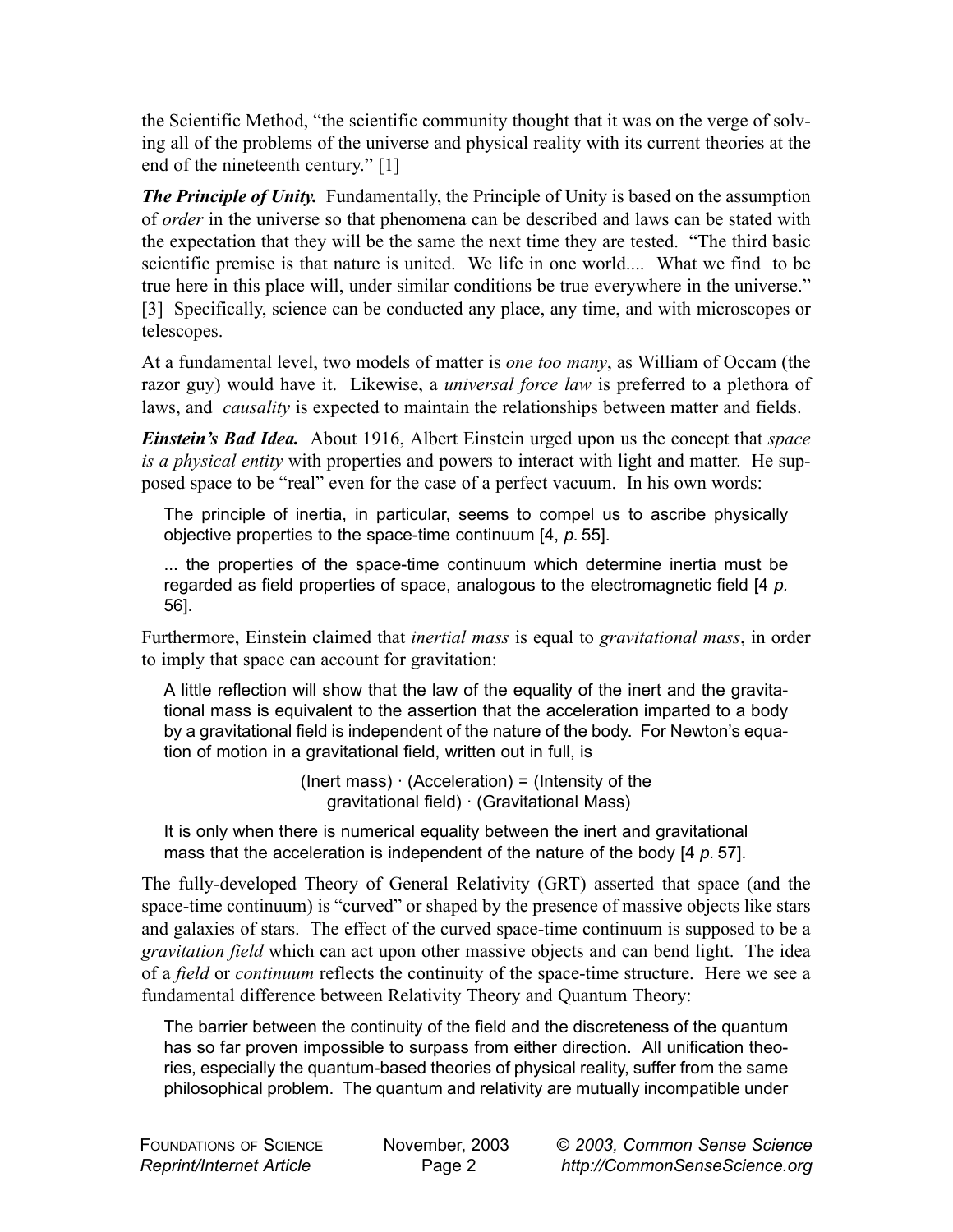the Scientific Method, "the scientific community thought that it was on the verge of solving all of the problems of the universe and physical reality with its current theories at the end of the nineteenth century." [1]

***The Principle of Unity.*** Fundamentally, the Principle of Unity is based on the assumption of *order* in the universe so that phenomena can be described and laws can be stated with the expectation that they will be the same the next time they are tested. "The third basic scientific premise is that nature is united. We life in one world.... What we find to be true here in this place will, under similar conditions be true everywhere in the universe." [3] Specifically, science can be conducted any place, any time, and with microscopes or telescopes.

At a fundamental level, two models of matter is *one too many*, as William of Occam (the razor guy) would have it. Likewise, a *universal force law* is preferred to a plethora of laws, and *causality* is expected to maintain the relationships between matter and fields.

***Einstein's Bad Idea.*** About 1916, Albert Einstein urged upon us the concept that *space is a physical entity* with properties and powers to interact with light and matter. He supposed space to be "real" even for the case of a perfect vacuum. In his own words:

> The principle of inertia, in particular, seems to compel us to ascribe physically objective properties to the space-time continuum [4, *p.* 55].
>
> ... the properties of the space-time continuum which determine inertia must be regarded as field properties of space, analogous to the electromagnetic field [4 *p.* 56].

Furthermore, Einstein claimed that *inertial mass* is equal to *gravitational mass*, in order to imply that space can account for gravitation:

> A little reflection will show that the law of the equality of the inert and the gravitational mass is equivalent to the assertion that the acceleration imparted to a body by a gravitational field is independent of the nature of the body. For Newton's equation of motion in a gravitational field, written out in full, is
>
> (Inert mass) · (Acceleration) = (Intensity of the gravitational field) · (Gravitational Mass)
>
> It is only when there is numerical equality between the inert and gravitational mass that the acceleration is independent of the nature of the body [4 *p.* 57].

The fully-developed Theory of General Relativity (GRT) asserted that space (and the space-time continuum) is "curved" or shaped by the presence of massive objects like stars and galaxies of stars. The effect of the curved space-time continuum is supposed to be a *gravitation field* which can act upon other massive objects and can bend light. The idea of a *field* or *continuum* reflects the continuity of the space-time structure. Here we see a fundamental difference between Relativity Theory and Quantum Theory:

> The barrier between the continuity of the field and the discreteness of the quantum has so far proven impossible to surpass from either direction. All unification theories, especially the quantum-based theories of physical reality, suffer from the same philosophical problem. The quantum and relativity are mutually incompatible under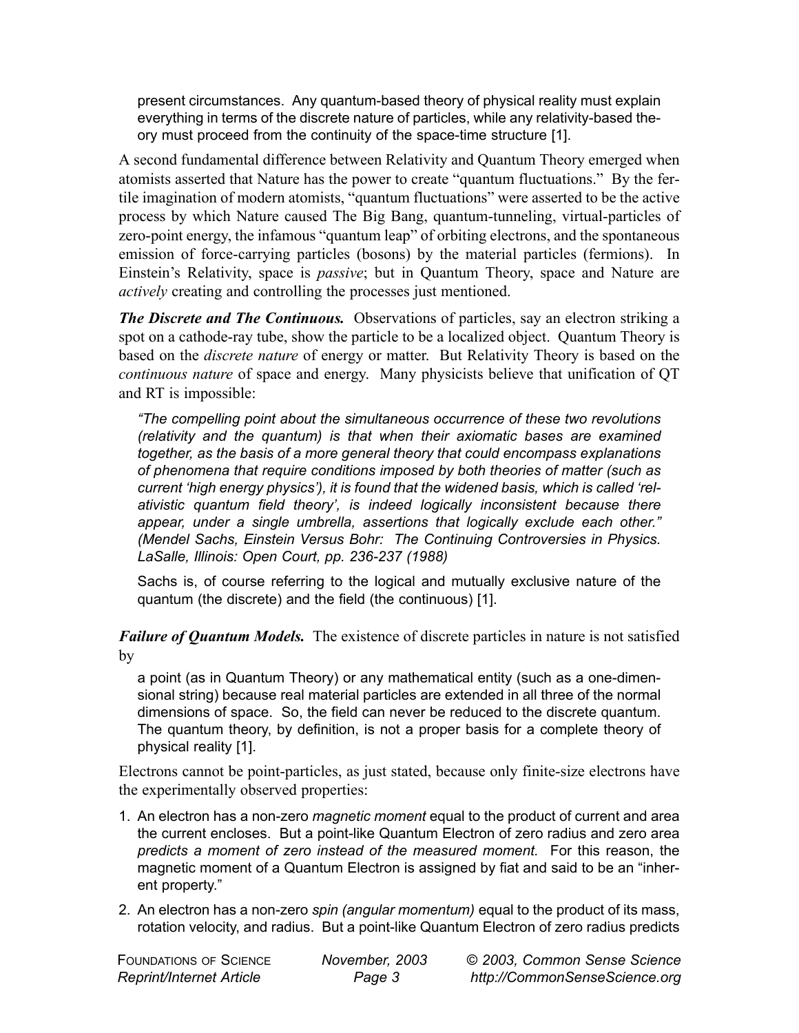present circumstances. Any quantum-based theory of physical reality must explain everything in terms of the discrete nature of particles, while any relativity-based theory must proceed from the continuity of the space-time structure [1].

A second fundamental difference between Relativity and Quantum Theory emerged when atomists asserted that Nature has the power to create "quantum fluctuations." By the fertile imagination of modern atomists, "quantum fluctuations" were asserted to be the active process by which Nature caused The Big Bang, quantum-tunneling, virtual-particles of zero-point energy, the infamous "quantum leap" of orbiting electrons, and the spontaneous emission of force-carrying particles (bosons) by the material particles (fermions). In Einstein's Relativity, space is *passive*; but in Quantum Theory, space and Nature are *actively* creating and controlling the processes just mentioned.

***The Discrete and The Continuous.*** Observations of particles, say an electron striking a spot on a cathode-ray tube, show the particle to be a localized object. Quantum Theory is based on the *discrete nature* of energy or matter. But Relativity Theory is based on the *continuous nature* of space and energy. Many physicists believe that unification of QT and RT is impossible:

> *"The compelling point about the simultaneous occurrence of these two revolutions (relativity and the quantum) is that when their axiomatic bases are examined together, as the basis of a more general theory that could encompass explanations of phenomena that require conditions imposed by both theories of matter (such as current 'high energy physics'), it is found that the widened basis, which is called 'relativistic quantum field theory', is indeed logically inconsistent because there appear, under a single umbrella, assertions that logically exclude each other." (Mendel Sachs, Einstein Versus Bohr: The Continuing Controversies in Physics. LaSalle, Illinois: Open Court, pp. 236-237 (1988)*
>
> Sachs is, of course referring to the logical and mutually exclusive nature of the quantum (the discrete) and the field (the continuous) [1].

***Failure of Quantum Models.*** The existence of discrete particles in nature is not satisfied by

> a point (as in Quantum Theory) or any mathematical entity (such as a one-dimensional string) because real material particles are extended in all three of the normal dimensions of space. So, the field can never be reduced to the discrete quantum. The quantum theory, by definition, is not a proper basis for a complete theory of physical reality [1].

Electrons cannot be point-particles, as just stated, because only finite-size electrons have the experimentally observed properties:

1. An electron has a non-zero *magnetic moment* equal to the product of current and area the current encloses. But a point-like Quantum Electron of zero radius and zero area *predicts a moment of zero instead of the measured moment.* For this reason, the magnetic moment of a Quantum Electron is assigned by fiat and said to be an "inherent property."
2. An electron has a non-zero *spin (angular momentum)* equal to the product of its mass, rotation velocity, and radius. But a point-like Quantum Electron of zero radius predicts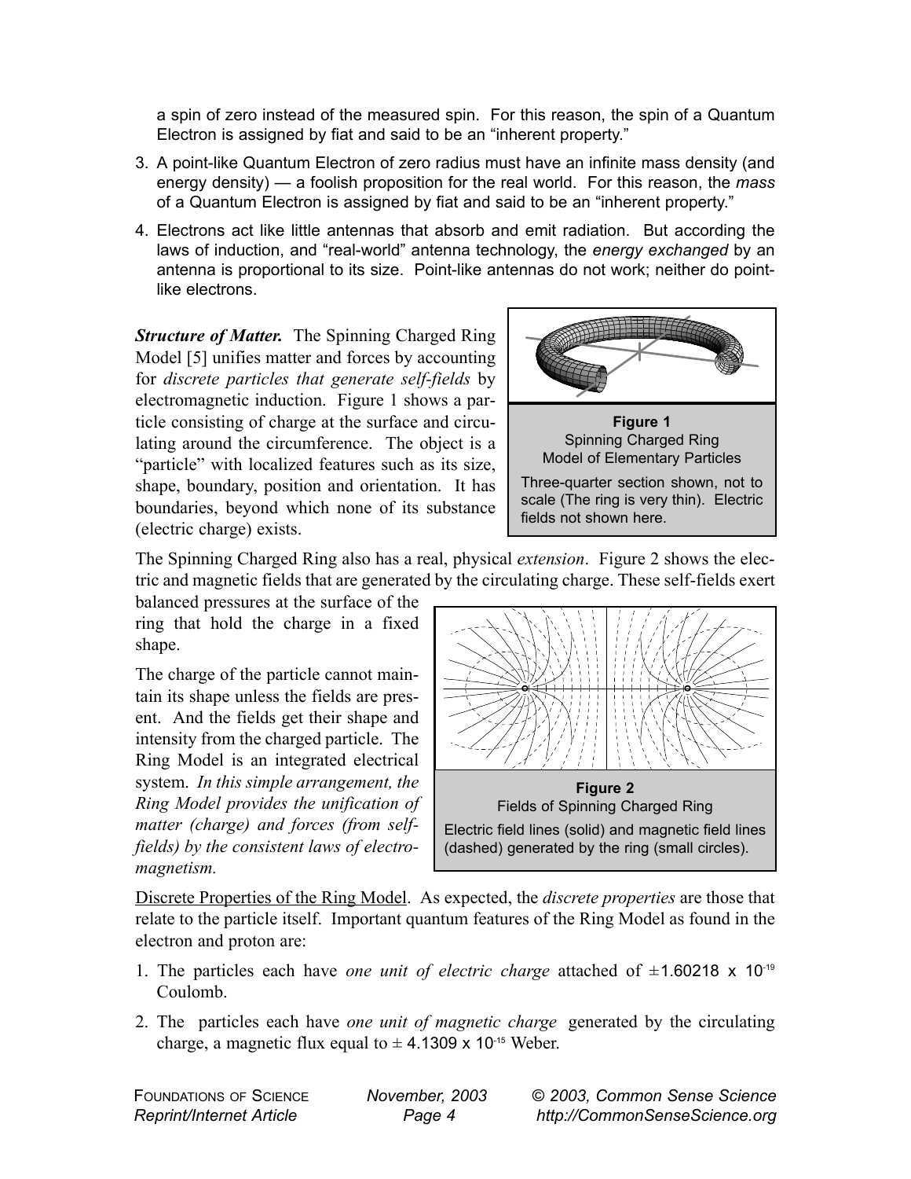a spin of zero instead of the measured spin. For this reason, the spin of a Quantum Electron is assigned by fiat and said to be an "inherent property."

3. A point-like Quantum Electron of zero radius must have an infinite mass density (and energy density) — a foolish proposition for the real world. For this reason, the *mass* of a Quantum Electron is assigned by fiat and said to be an "inherent property."

4. Electrons act like little antennas that absorb and emit radiation. But according the laws of induction, and "real-world" antenna technology, the *energy exchanged* by an antenna is proportional to its size. Point-like antennas do not work; neither do point-like electrons.

***Structure of Matter.*** The Spinning Charged Ring Model [5] unifies matter and forces by accounting for *discrete particles that generate self-fields* by electromagnetic induction. Figure 1 shows a particle consisting of charge at the surface and circulating around the circumference. The object is a "particle" with localized features such as its size, shape, boundary, position and orientation. It has boundaries, beyond which none of its substance (electric charge) exists.

**Figure 1**
Spinning Charged Ring
Model of Elementary Particles

Three-quarter section shown, not to scale (The ring is very thin). Electric fields not shown here.

The Spinning Charged Ring also has a real, physical *extension*. Figure 2 shows the electric and magnetic fields that are generated by the circulating charge. These self-fields exert balanced pressures at the surface of the ring that hold the charge in a fixed shape.

The charge of the particle cannot maintain its shape unless the fields are present. And the fields get their shape and intensity from the charged particle. The Ring Model is an integrated electrical system. *In this simple arrangement, the Ring Model provides the unification of matter (charge) and forces (from self-fields) by the consistent laws of electromagnetism.*

**Figure 2**
Fields of Spinning Charged Ring

Electric field lines (solid) and magnetic field lines (dashed) generated by the ring (small circles).

<u>Discrete Properties of the Ring Model</u>. As expected, the *discrete properties* are those that relate to the particle itself. Important quantum features of the Ring Model as found in the electron and proton are:

1. The particles each have *one unit of electric charge* attached of $\pm 1.60218 \times 10^{-19}$ Coulomb.

2. The particles each have *one unit of magnetic charge* generated by the circulating charge, a magnetic flux equal to $\pm 4.1309 \times 10^{-15}$ Weber.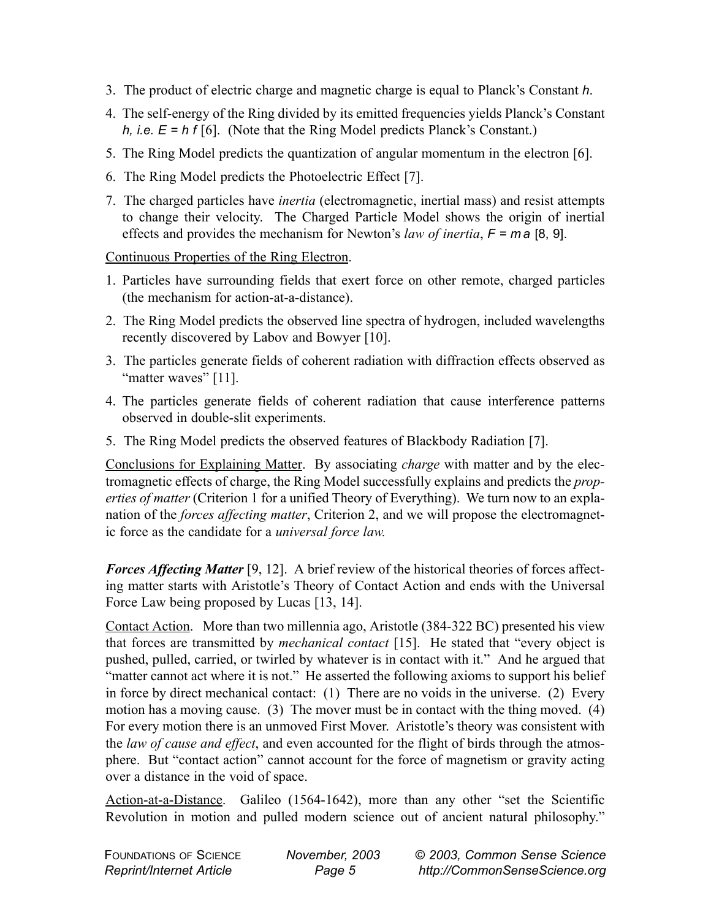3. The product of electric charge and magnetic charge is equal to Planck's Constant $h$.

4. The self-energy of the Ring divided by its emitted frequencies yields Planck's Constant $h$, *i.e.* $E = h f$ [6]. (Note that the Ring Model predicts Planck's Constant.)

5. The Ring Model predicts the quantization of angular momentum in the electron [6].

6. The Ring Model predicts the Photoelectric Effect [7].

7. The charged particles have *inertia* (electromagnetic, inertial mass) and resist attempts to change their velocity. The Charged Particle Model shows the origin of inertial effects and provides the mechanism for Newton's *law of inertia*, $F = m a$ [8, 9].

Continuous Properties of the Ring Electron.

1. Particles have surrounding fields that exert force on other remote, charged particles (the mechanism for action-at-a-distance).

2. The Ring Model predicts the observed line spectra of hydrogen, included wavelengths recently discovered by Labov and Bowyer [10].

3. The particles generate fields of coherent radiation with diffraction effects observed as "matter waves" [11].

4. The particles generate fields of coherent radiation that cause interference patterns observed in double-slit experiments.

5. The Ring Model predicts the observed features of Blackbody Radiation [7].

Conclusions for Explaining Matter. By associating *charge* with matter and by the electromagnetic effects of charge, the Ring Model successfully explains and predicts the *properties of matter* (Criterion 1 for a unified Theory of Everything). We turn now to an explanation of the *forces affecting matter*, Criterion 2, and we will propose the electromagnetic force as the candidate for a *universal force law.*

***Forces Affecting Matter*** [9, 12]. A brief review of the historical theories of forces affecting matter starts with Aristotle's Theory of Contact Action and ends with the Universal Force Law being proposed by Lucas [13, 14].

Contact Action. More than two millennia ago, Aristotle (384-322 BC) presented his view that forces are transmitted by *mechanical contact* [15]. He stated that "every object is pushed, pulled, carried, or twirled by whatever is in contact with it." And he argued that "matter cannot act where it is not." He asserted the following axioms to support his belief in force by direct mechanical contact: (1) There are no voids in the universe. (2) Every motion has a moving cause. (3) The mover must be in contact with the thing moved. (4) For every motion there is an unmoved First Mover. Aristotle's theory was consistent with the *law of cause and effect*, and even accounted for the flight of birds through the atmosphere. But "contact action" cannot account for the force of magnetism or gravity acting over a distance in the void of space.

Action-at-a-Distance. Galileo (1564-1642), more than any other "set the Scientific Revolution in motion and pulled modern science out of ancient natural philosophy."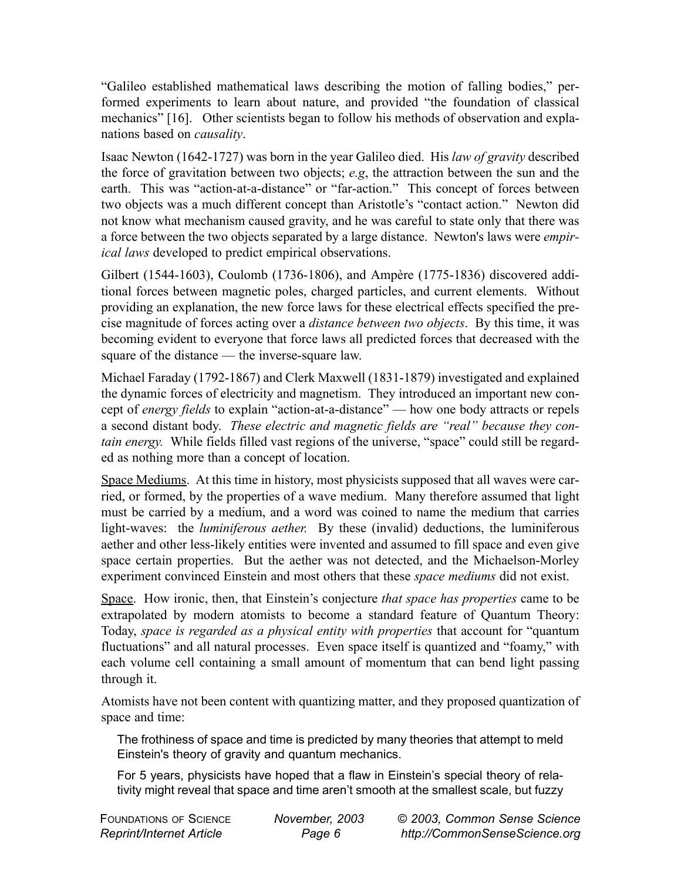"Galileo established mathematical laws describing the motion of falling bodies," performed experiments to learn about nature, and provided "the foundation of classical mechanics" [16]. Other scientists began to follow his methods of observation and explanations based on *causality*.

Isaac Newton (1642-1727) was born in the year Galileo died. His *law of gravity* described the force of gravitation between two objects; *e.g*, the attraction between the sun and the earth. This was "action-at-a-distance" or "far-action." This concept of forces between two objects was a much different concept than Aristotle's "contact action." Newton did not know what mechanism caused gravity, and he was careful to state only that there was a force between the two objects separated by a large distance. Newton's laws were *empirical laws* developed to predict empirical observations.

Gilbert (1544-1603), Coulomb (1736-1806), and Ampère (1775-1836) discovered additional forces between magnetic poles, charged particles, and current elements. Without providing an explanation, the new force laws for these electrical effects specified the precise magnitude of forces acting over a *distance between two objects*. By this time, it was becoming evident to everyone that force laws all predicted forces that decreased with the square of the distance — the inverse-square law.

Michael Faraday (1792-1867) and Clerk Maxwell (1831-1879) investigated and explained the dynamic forces of electricity and magnetism. They introduced an important new concept of *energy fields* to explain "action-at-a-distance" — how one body attracts or repels a second distant body. *These electric and magnetic fields are "real" because they contain energy.* While fields filled vast regions of the universe, "space" could still be regarded as nothing more than a concept of location.

Space Mediums. At this time in history, most physicists supposed that all waves were carried, or formed, by the properties of a wave medium. Many therefore assumed that light must be carried by a medium, and a word was coined to name the medium that carries light-waves: the *luminiferous aether.* By these (invalid) deductions, the luminiferous aether and other less-likely entities were invented and assumed to fill space and even give space certain properties. But the aether was not detected, and the Michaelson-Morley experiment convinced Einstein and most others that these *space mediums* did not exist.

Space. How ironic, then, that Einstein's conjecture *that space has properties* came to be extrapolated by modern atomists to become a standard feature of Quantum Theory: Today, *space is regarded as a physical entity with properties* that account for "quantum fluctuations" and all natural processes. Even space itself is quantized and "foamy," with each volume cell containing a small amount of momentum that can bend light passing through it.

Atomists have not been content with quantizing matter, and they proposed quantization of space and time:

> The frothiness of space and time is predicted by many theories that attempt to meld Einstein's theory of gravity and quantum mechanics.
>
> For 5 years, physicists have hoped that a flaw in Einstein's special theory of relativity might reveal that space and time aren't smooth at the smallest scale, but fuzzy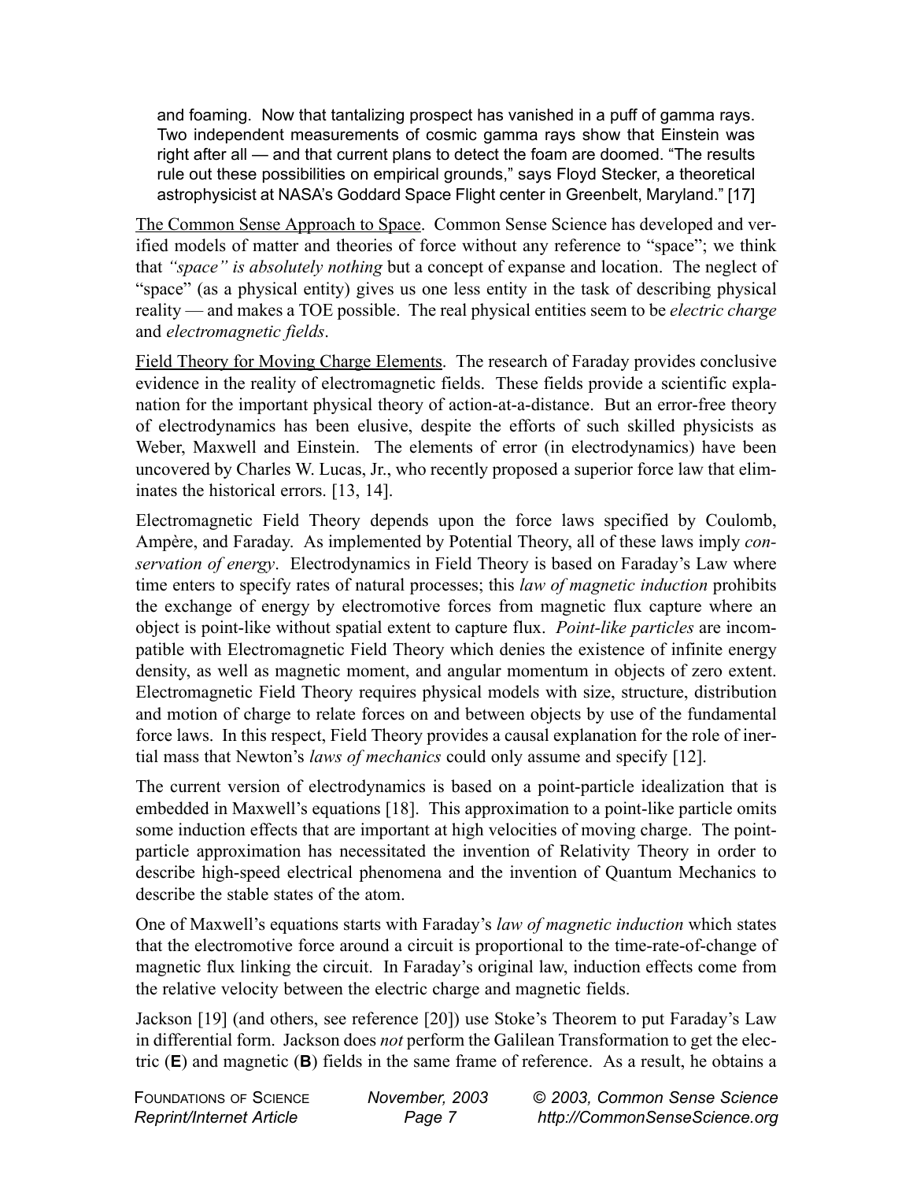and foaming. Now that tantalizing prospect has vanished in a puff of gamma rays. Two independent measurements of cosmic gamma rays show that Einstein was right after all — and that current plans to detect the foam are doomed. "The results rule out these possibilities on empirical grounds," says Floyd Stecker, a theoretical astrophysicist at NASA's Goddard Space Flight center in Greenbelt, Maryland." [17]

The Common Sense Approach to Space. Common Sense Science has developed and verified models of matter and theories of force without any reference to "space"; we think that *"space" is absolutely nothing* but a concept of expanse and location. The neglect of "space" (as a physical entity) gives us one less entity in the task of describing physical reality — and makes a TOE possible. The real physical entities seem to be *electric charge* and *electromagnetic fields*.

Field Theory for Moving Charge Elements. The research of Faraday provides conclusive evidence in the reality of electromagnetic fields. These fields provide a scientific explanation for the important physical theory of action-at-a-distance. But an error-free theory of electrodynamics has been elusive, despite the efforts of such skilled physicists as Weber, Maxwell and Einstein. The elements of error (in electrodynamics) have been uncovered by Charles W. Lucas, Jr., who recently proposed a superior force law that eliminates the historical errors. [13, 14].

Electromagnetic Field Theory depends upon the force laws specified by Coulomb, Ampère, and Faraday. As implemented by Potential Theory, all of these laws imply *conservation of energy*. Electrodynamics in Field Theory is based on Faraday's Law where time enters to specify rates of natural processes; this *law of magnetic induction* prohibits the exchange of energy by electromotive forces from magnetic flux capture where an object is point-like without spatial extent to capture flux. *Point-like particles* are incompatible with Electromagnetic Field Theory which denies the existence of infinite energy density, as well as magnetic moment, and angular momentum in objects of zero extent. Electromagnetic Field Theory requires physical models with size, structure, distribution and motion of charge to relate forces on and between objects by use of the fundamental force laws. In this respect, Field Theory provides a causal explanation for the role of inertial mass that Newton's *laws of mechanics* could only assume and specify [12].

The current version of electrodynamics is based on a point-particle idealization that is embedded in Maxwell's equations [18]. This approximation to a point-like particle omits some induction effects that are important at high velocities of moving charge. The point-particle approximation has necessitated the invention of Relativity Theory in order to describe high-speed electrical phenomena and the invention of Quantum Mechanics to describe the stable states of the atom.

One of Maxwell's equations starts with Faraday's *law of magnetic induction* which states that the electromotive force around a circuit is proportional to the time-rate-of-change of magnetic flux linking the circuit. In Faraday's original law, induction effects come from the relative velocity between the electric charge and magnetic fields.

Jackson [19] (and others, see reference [20]) use Stoke's Theorem to put Faraday's Law in differential form. Jackson does *not* perform the Galilean Transformation to get the electric (**E**) and magnetic (**B**) fields in the same frame of reference. As a result, he obtains a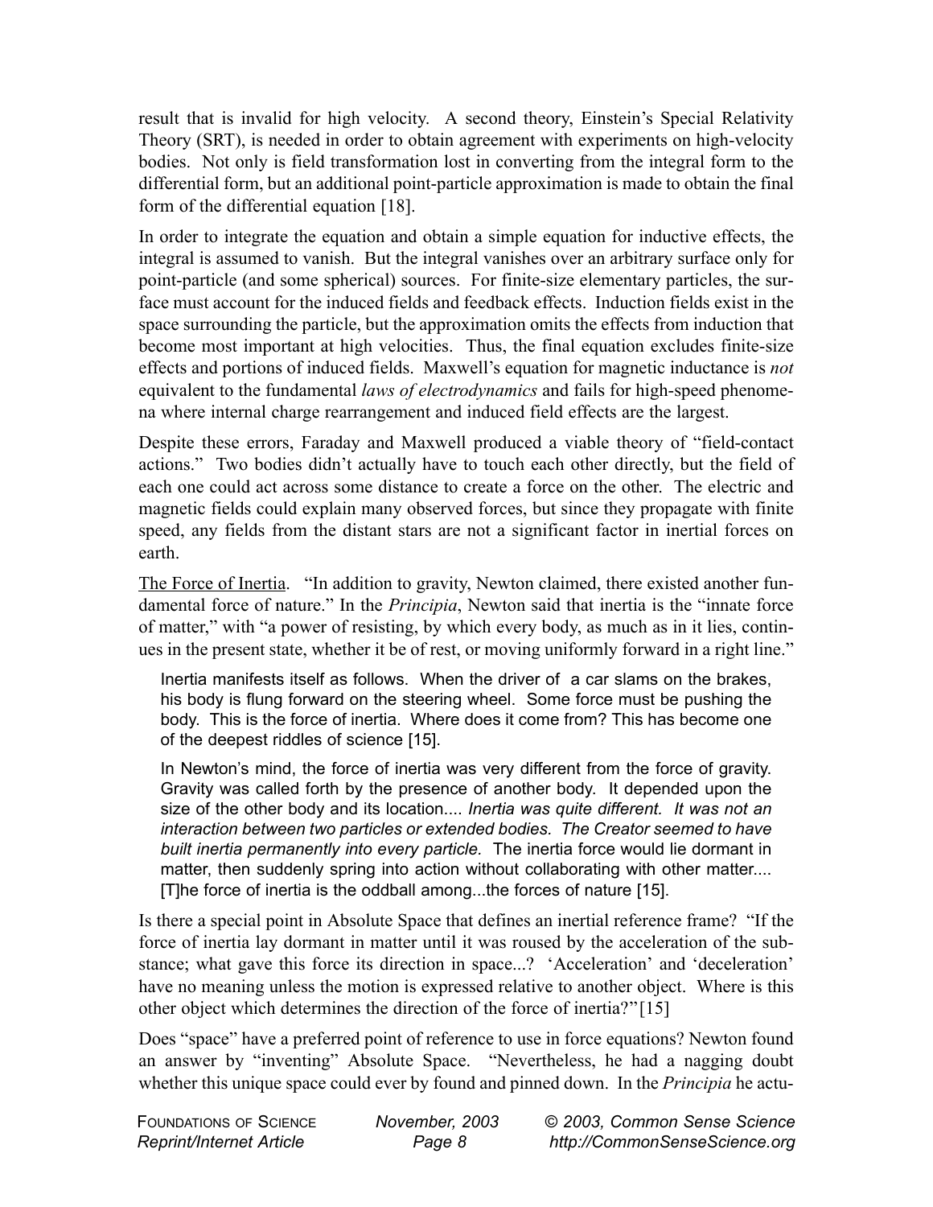result that is invalid for high velocity. A second theory, Einstein's Special Relativity Theory (SRT), is needed in order to obtain agreement with experiments on high-velocity bodies. Not only is field transformation lost in converting from the integral form to the differential form, but an additional point-particle approximation is made to obtain the final form of the differential equation [18].

In order to integrate the equation and obtain a simple equation for inductive effects, the integral is assumed to vanish. But the integral vanishes over an arbitrary surface only for point-particle (and some spherical) sources. For finite-size elementary particles, the surface must account for the induced fields and feedback effects. Induction fields exist in the space surrounding the particle, but the approximation omits the effects from induction that become most important at high velocities. Thus, the final equation excludes finite-size effects and portions of induced fields. Maxwell's equation for magnetic inductance is *not* equivalent to the fundamental *laws of electrodynamics* and fails for high-speed phenomena where internal charge rearrangement and induced field effects are the largest.

Despite these errors, Faraday and Maxwell produced a viable theory of "field-contact actions." Two bodies didn't actually have to touch each other directly, but the field of each one could act across some distance to create a force on the other. The electric and magnetic fields could explain many observed forces, but since they propagate with finite speed, any fields from the distant stars are not a significant factor in inertial forces on earth.

<u>The Force of Inertia</u>. "In addition to gravity, Newton claimed, there existed another fundamental force of nature." In the *Principia*, Newton said that inertia is the "innate force of matter," with "a power of resisting, by which every body, as much as in it lies, continues in the present state, whether it be of rest, or moving uniformly forward in a right line."

> Inertia manifests itself as follows. When the driver of a car slams on the brakes, his body is flung forward on the steering wheel. Some force must be pushing the body. This is the force of inertia. Where does it come from? This has become one of the deepest riddles of science [15].
>
> In Newton's mind, the force of inertia was very different from the force of gravity. Gravity was called forth by the presence of another body. It depended upon the size of the other body and its location.... *Inertia was quite different. It was not an interaction between two particles or extended bodies. The Creator seemed to have built inertia permanently into every particle.* The inertia force would lie dormant in matter, then suddenly spring into action without collaborating with other matter.... [T]he force of inertia is the oddball among...the forces of nature [15].

Is there a special point in Absolute Space that defines an inertial reference frame? "If the force of inertia lay dormant in matter until it was roused by the acceleration of the substance; what gave this force its direction in space...? 'Acceleration' and 'deceleration' have no meaning unless the motion is expressed relative to another object. Where is this other object which determines the direction of the force of inertia?"[15]

Does "space" have a preferred point of reference to use in force equations? Newton found an answer by "inventing" Absolute Space. "Nevertheless, he had a nagging doubt whether this unique space could ever by found and pinned down. In the *Principia* he actu-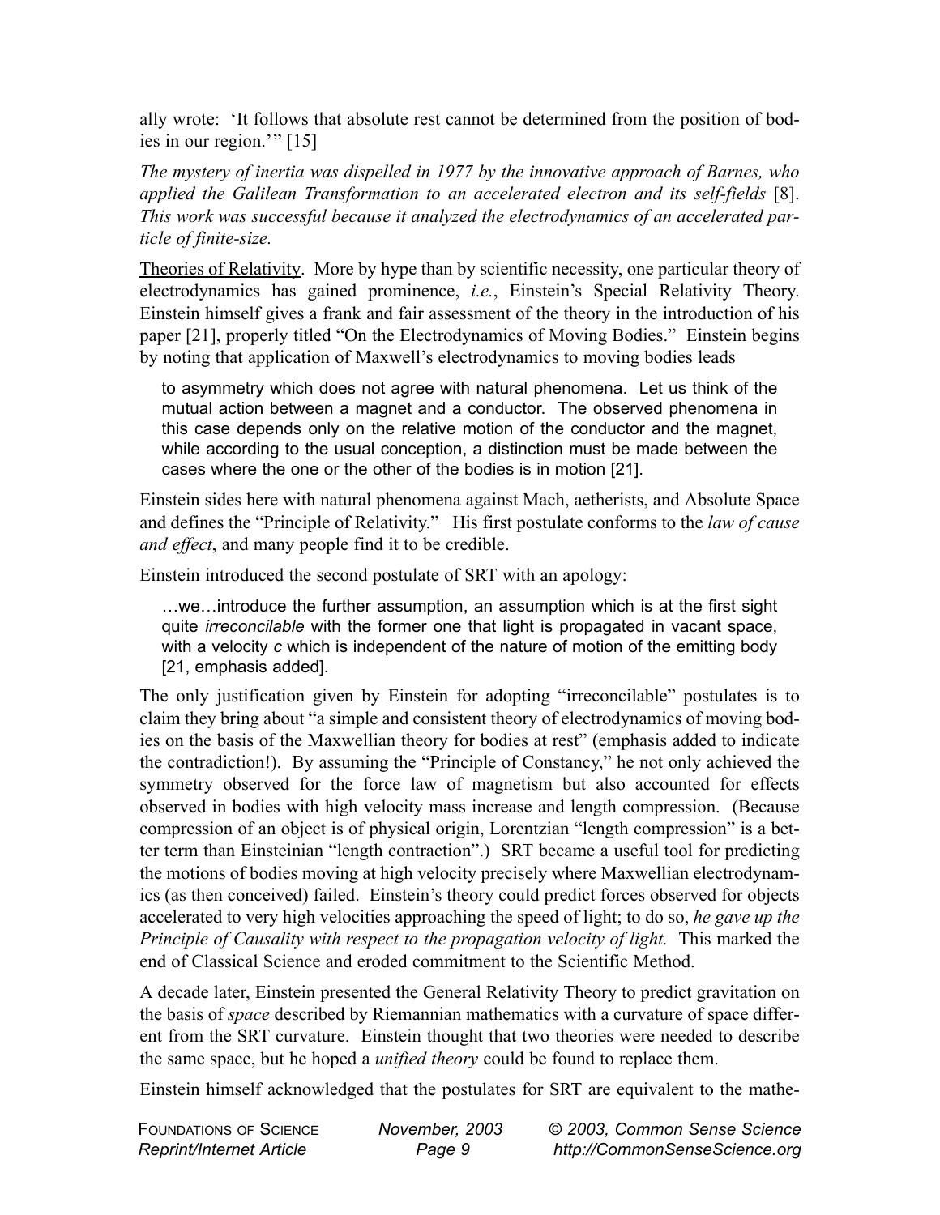ally wrote: 'It follows that absolute rest cannot be determined from the position of bodies in our region.'" [15]

*The mystery of inertia was dispelled in 1977 by the innovative approach of Barnes, who applied the Galilean Transformation to an accelerated electron and its self-fields* [8]. *This work was successful because it analyzed the electrodynamics of an accelerated particle of finite-size.*

Theories of Relativity. More by hype than by scientific necessity, one particular theory of electrodynamics has gained prominence, *i.e.*, Einstein's Special Relativity Theory. Einstein himself gives a frank and fair assessment of the theory in the introduction of his paper [21], properly titled "On the Electrodynamics of Moving Bodies." Einstein begins by noting that application of Maxwell's electrodynamics to moving bodies leads

> to asymmetry which does not agree with natural phenomena. Let us think of the mutual action between a magnet and a conductor. The observed phenomena in this case depends only on the relative motion of the conductor and the magnet, while according to the usual conception, a distinction must be made between the cases where the one or the other of the bodies is in motion [21].

Einstein sides here with natural phenomena against Mach, aetherists, and Absolute Space and defines the "Principle of Relativity." His first postulate conforms to the *law of cause and effect*, and many people find it to be credible.

Einstein introduced the second postulate of SRT with an apology:

> …we…introduce the further assumption, an assumption which is at the first sight quite *irreconcilable* with the former one that light is propagated in vacant space, with a velocity *c* which is independent of the nature of motion of the emitting body [21, emphasis added].

The only justification given by Einstein for adopting "irreconcilable" postulates is to claim they bring about "a simple and consistent theory of electrodynamics of moving bodies on the basis of the Maxwellian theory for bodies at rest" (emphasis added to indicate the contradiction!). By assuming the "Principle of Constancy," he not only achieved the symmetry observed for the force law of magnetism but also accounted for effects observed in bodies with high velocity mass increase and length compression. (Because compression of an object is of physical origin, Lorentzian "length compression" is a better term than Einsteinian "length contraction".) SRT became a useful tool for predicting the motions of bodies moving at high velocity precisely where Maxwellian electrodynamics (as then conceived) failed. Einstein's theory could predict forces observed for objects accelerated to very high velocities approaching the speed of light; to do so, *he gave up the Principle of Causality with respect to the propagation velocity of light.* This marked the end of Classical Science and eroded commitment to the Scientific Method.

A decade later, Einstein presented the General Relativity Theory to predict gravitation on the basis of *space* described by Riemannian mathematics with a curvature of space different from the SRT curvature. Einstein thought that two theories were needed to describe the same space, but he hoped a *unified theory* could be found to replace them.

Einstein himself acknowledged that the postulates for SRT are equivalent to the mathe-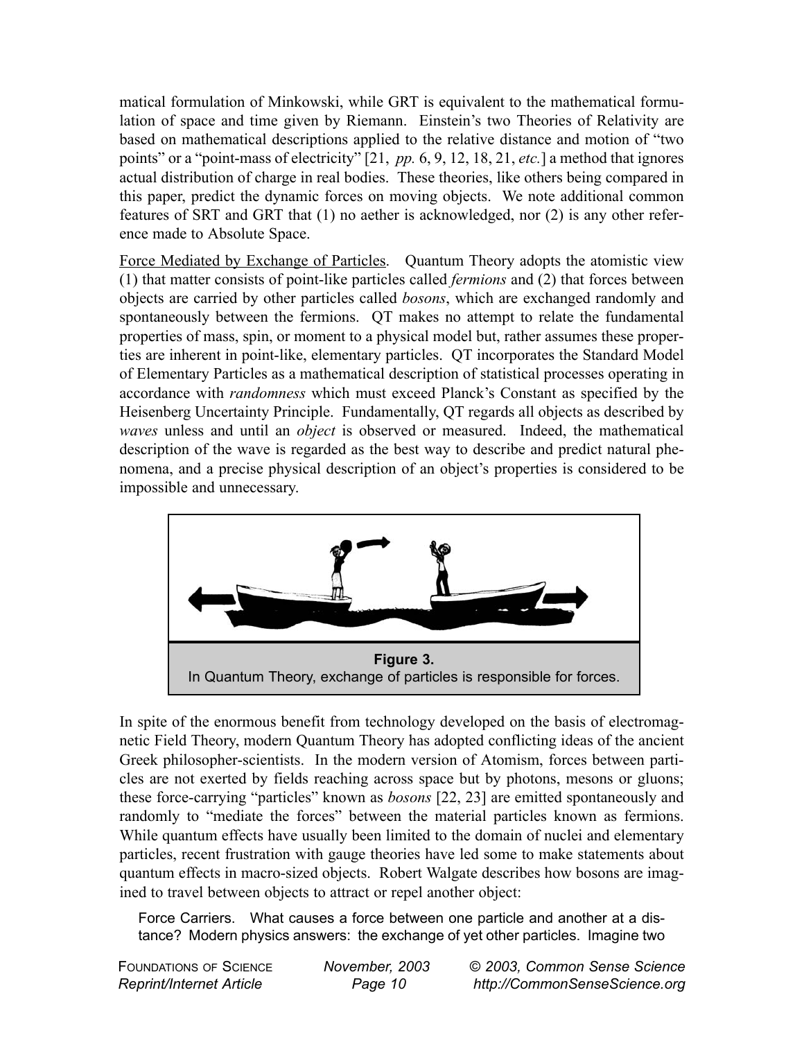matical formulation of Minkowski, while GRT is equivalent to the mathematical formulation of space and time given by Riemann. Einstein's two Theories of Relativity are based on mathematical descriptions applied to the relative distance and motion of "two points" or a "point-mass of electricity" [21, *pp.* 6, 9, 12, 18, 21, *etc.*] a method that ignores actual distribution of charge in real bodies. These theories, like others being compared in this paper, predict the dynamic forces on moving objects. We note additional common features of SRT and GRT that (1) no aether is acknowledged, nor (2) is any other reference made to Absolute Space.

Force Mediated by Exchange of Particles. Quantum Theory adopts the atomistic view (1) that matter consists of point-like particles called *fermions* and (2) that forces between objects are carried by other particles called *bosons*, which are exchanged randomly and spontaneously between the fermions. QT makes no attempt to relate the fundamental properties of mass, spin, or moment to a physical model but, rather assumes these properties are inherent in point-like, elementary particles. QT incorporates the Standard Model of Elementary Particles as a mathematical description of statistical processes operating in accordance with *randomness* which must exceed Planck's Constant as specified by the Heisenberg Uncertainty Principle. Fundamentally, QT regards all objects as described by *waves* unless and until an *object* is observed or measured. Indeed, the mathematical description of the wave is regarded as the best way to describe and predict natural phenomena, and a precise physical description of an object's properties is considered to be impossible and unnecessary.

**Figure 3.**
In Quantum Theory, exchange of particles is responsible for forces.

In spite of the enormous benefit from technology developed on the basis of electromagnetic Field Theory, modern Quantum Theory has adopted conflicting ideas of the ancient Greek philosopher-scientists. In the modern version of Atomism, forces between particles are not exerted by fields reaching across space but by photons, mesons or gluons; these force-carrying "particles" known as *bosons* [22, 23] are emitted spontaneously and randomly to "mediate the forces" between the material particles known as fermions. While quantum effects have usually been limited to the domain of nuclei and elementary particles, recent frustration with gauge theories have led some to make statements about quantum effects in macro-sized objects. Robert Walgate describes how bosons are imagined to travel between objects to attract or repel another object:

> Force Carriers. What causes a force between one particle and another at a distance? Modern physics answers: the exchange of yet other particles. Imagine two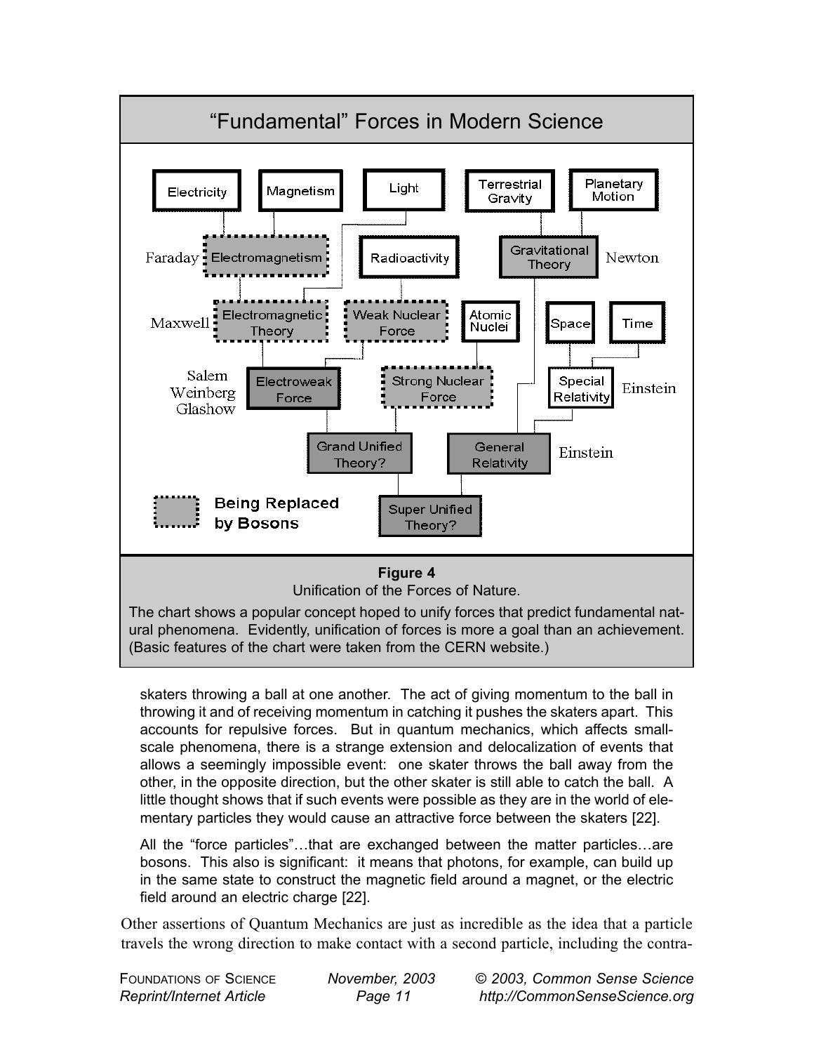## "Fundamental" Forces in Modern Science

Electricity | Magnetism | Light | Terrestrial Gravity | Planetary Motion

Faraday: Electromagnetism

Radioactivity

Gravitational Theory — Newton

Maxwell: Electromagnetic Theory

Weak Nuclear Force

Atomic Nuclei

Space | Time

Salem Weinberg Glashow: Electroweak Force

Strong Nuclear Force

Special Relativity — Einstein

Grand Unified Theory?

General Relativity — Einstein

Super Unified Theory?

Being Replaced by Bosons

**Figure 4**

Unification of the Forces of Nature.

The chart shows a popular concept hoped to unify forces that predict fundamental natural phenomena. Evidently, unification of forces is more a goal than an achievement. (Basic features of the chart were taken from the CERN website.)

> skaters throwing a ball at one another. The act of giving momentum to the ball in throwing it and of receiving momentum in catching it pushes the skaters apart. This accounts for repulsive forces. But in quantum mechanics, which affects small-scale phenomena, there is a strange extension and delocalization of events that allows a seemingly impossible event: one skater throws the ball away from the other, in the opposite direction, but the other skater is still able to catch the ball. A little thought shows that if such events were possible as they are in the world of elementary particles they would cause an attractive force between the skaters [22].
>
> All the "force particles"…that are exchanged between the matter particles…are bosons. This also is significant: it means that photons, for example, can build up in the same state to construct the magnetic field around a magnet, or the electric field around an electric charge [22].

Other assertions of Quantum Mechanics are just as incredible as the idea that a particle travels the wrong direction to make contact with a second particle, including the contra-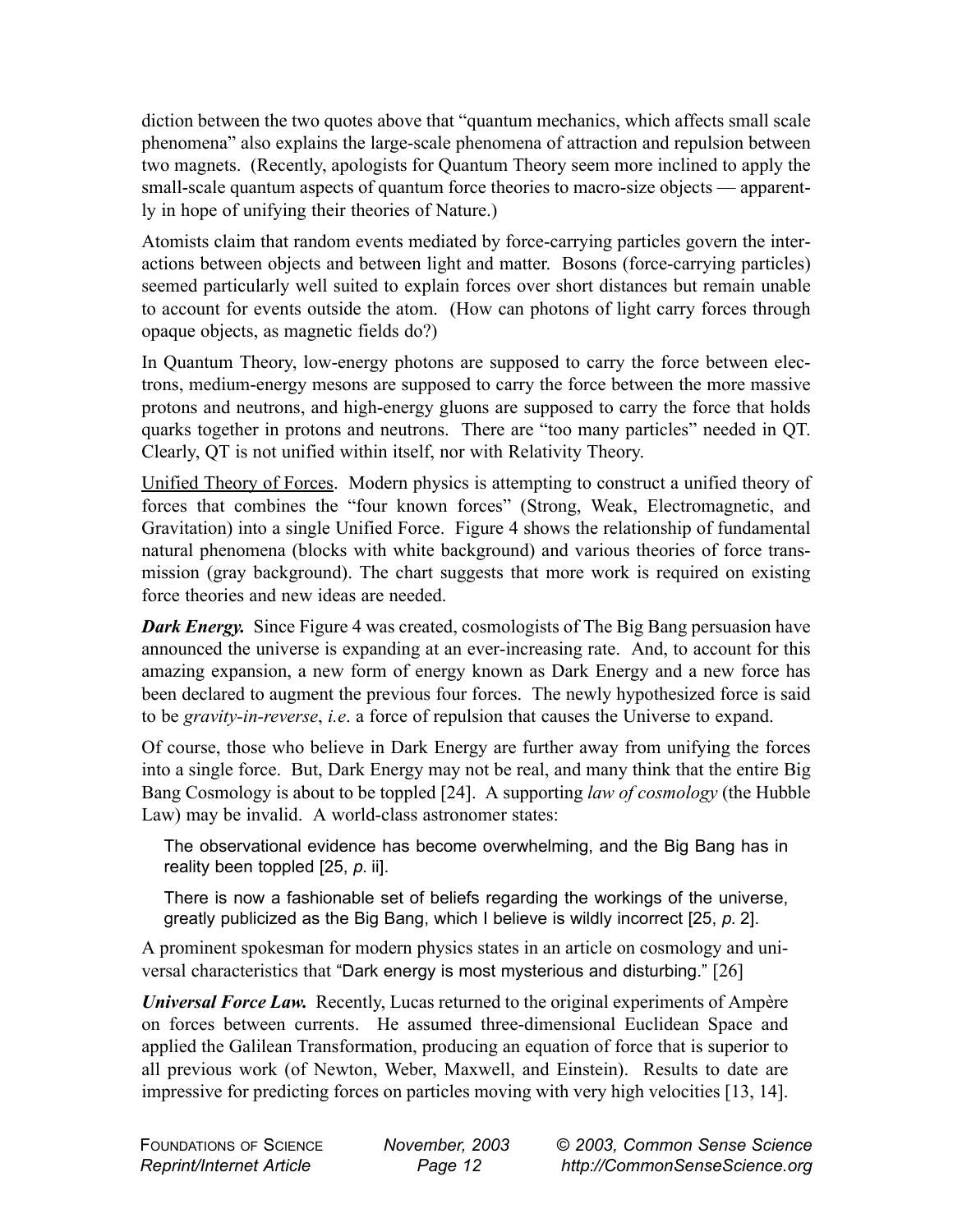diction between the two quotes above that "quantum mechanics, which affects small scale phenomena" also explains the large-scale phenomena of attraction and repulsion between two magnets. (Recently, apologists for Quantum Theory seem more inclined to apply the small-scale quantum aspects of quantum force theories to macro-size objects — apparently in hope of unifying their theories of Nature.)

Atomists claim that random events mediated by force-carrying particles govern the interactions between objects and between light and matter. Bosons (force-carrying particles) seemed particularly well suited to explain forces over short distances but remain unable to account for events outside the atom. (How can photons of light carry forces through opaque objects, as magnetic fields do?)

In Quantum Theory, low-energy photons are supposed to carry the force between electrons, medium-energy mesons are supposed to carry the force between the more massive protons and neutrons, and high-energy gluons are supposed to carry the force that holds quarks together in protons and neutrons. There are "too many particles" needed in QT. Clearly, QT is not unified within itself, nor with Relativity Theory.

<u>Unified Theory of Forces</u>. Modern physics is attempting to construct a unified theory of forces that combines the "four known forces" (Strong, Weak, Electromagnetic, and Gravitation) into a single Unified Force. Figure 4 shows the relationship of fundamental natural phenomena (blocks with white background) and various theories of force transmission (gray background). The chart suggests that more work is required on existing force theories and new ideas are needed.

***Dark Energy.*** Since Figure 4 was created, cosmologists of The Big Bang persuasion have announced the universe is expanding at an ever-increasing rate. And, to account for this amazing expansion, a new form of energy known as Dark Energy and a new force has been declared to augment the previous four forces. The newly hypothesized force is said to be *gravity-in-reverse*, *i.e*. a force of repulsion that causes the Universe to expand.

Of course, those who believe in Dark Energy are further away from unifying the forces into a single force. But, Dark Energy may not be real, and many think that the entire Big Bang Cosmology is about to be toppled [24]. A supporting *law of cosmology* (the Hubble Law) may be invalid. A world-class astronomer states:

> The observational evidence has become overwhelming, and the Big Bang has in reality been toppled [25, *p.* ii].
>
> There is now a fashionable set of beliefs regarding the workings of the universe, greatly publicized as the Big Bang, which I believe is wildly incorrect [25, *p.* 2].

A prominent spokesman for modern physics states in an article on cosmology and universal characteristics that "Dark energy is most mysterious and disturbing." [26]

***Universal Force Law.*** Recently, Lucas returned to the original experiments of Ampère on forces between currents. He assumed three-dimensional Euclidean Space and applied the Galilean Transformation, producing an equation of force that is superior to all previous work (of Newton, Weber, Maxwell, and Einstein). Results to date are impressive for predicting forces on particles moving with very high velocities [13, 14].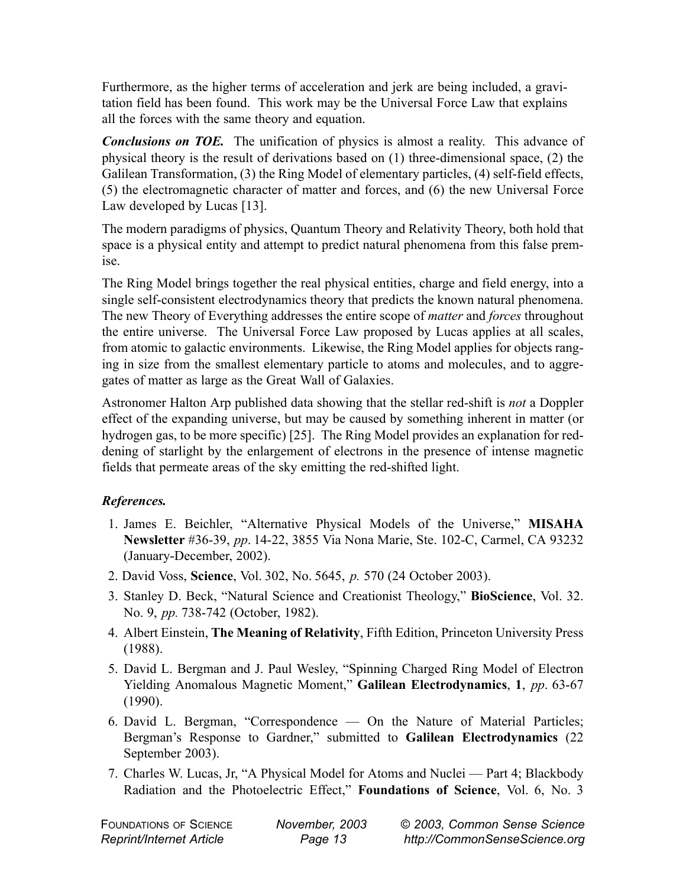Furthermore, as the higher terms of acceleration and jerk are being included, a gravitation field has been found. This work may be the Universal Force Law that explains all the forces with the same theory and equation.

***Conclusions on TOE.*** The unification of physics is almost a reality. This advance of physical theory is the result of derivations based on (1) three-dimensional space, (2) the Galilean Transformation, (3) the Ring Model of elementary particles, (4) self-field effects, (5) the electromagnetic character of matter and forces, and (6) the new Universal Force Law developed by Lucas [13].

The modern paradigms of physics, Quantum Theory and Relativity Theory, both hold that space is a physical entity and attempt to predict natural phenomena from this false premise.

The Ring Model brings together the real physical entities, charge and field energy, into a single self-consistent electrodynamics theory that predicts the known natural phenomena. The new Theory of Everything addresses the entire scope of *matter* and *forces* throughout the entire universe. The Universal Force Law proposed by Lucas applies at all scales, from atomic to galactic environments. Likewise, the Ring Model applies for objects ranging in size from the smallest elementary particle to atoms and molecules, and to aggregates of matter as large as the Great Wall of Galaxies.

Astronomer Halton Arp published data showing that the stellar red-shift is *not* a Doppler effect of the expanding universe, but may be caused by something inherent in matter (or hydrogen gas, to be more specific) [25]. The Ring Model provides an explanation for reddening of starlight by the enlargement of electrons in the presence of intense magnetic fields that permeate areas of the sky emitting the red-shifted light.

### *References.*

1. James E. Beichler, "Alternative Physical Models of the Universe," **MISAHA Newsletter** #36-39, *pp*. 14-22, 3855 Via Nona Marie, Ste. 102-C, Carmel, CA 93232 (January-December, 2002).
2. David Voss, **Science**, Vol. 302, No. 5645, *p.* 570 (24 October 2003).
3. Stanley D. Beck, "Natural Science and Creationist Theology," **BioScience**, Vol. 32. No. 9, *pp.* 738-742 (October, 1982).
4. Albert Einstein, **The Meaning of Relativity**, Fifth Edition, Princeton University Press (1988).
5. David L. Bergman and J. Paul Wesley, "Spinning Charged Ring Model of Electron Yielding Anomalous Magnetic Moment," **Galilean Electrodynamics**, **1**, *pp*. 63-67 (1990).
6. David L. Bergman, "Correspondence — On the Nature of Material Particles; Bergman's Response to Gardner," submitted to **Galilean Electrodynamics** (22 September 2003).
7. Charles W. Lucas, Jr, "A Physical Model for Atoms and Nuclei — Part 4; Blackbody Radiation and the Photoelectric Effect," **Foundations of Science**, Vol. 6, No. 3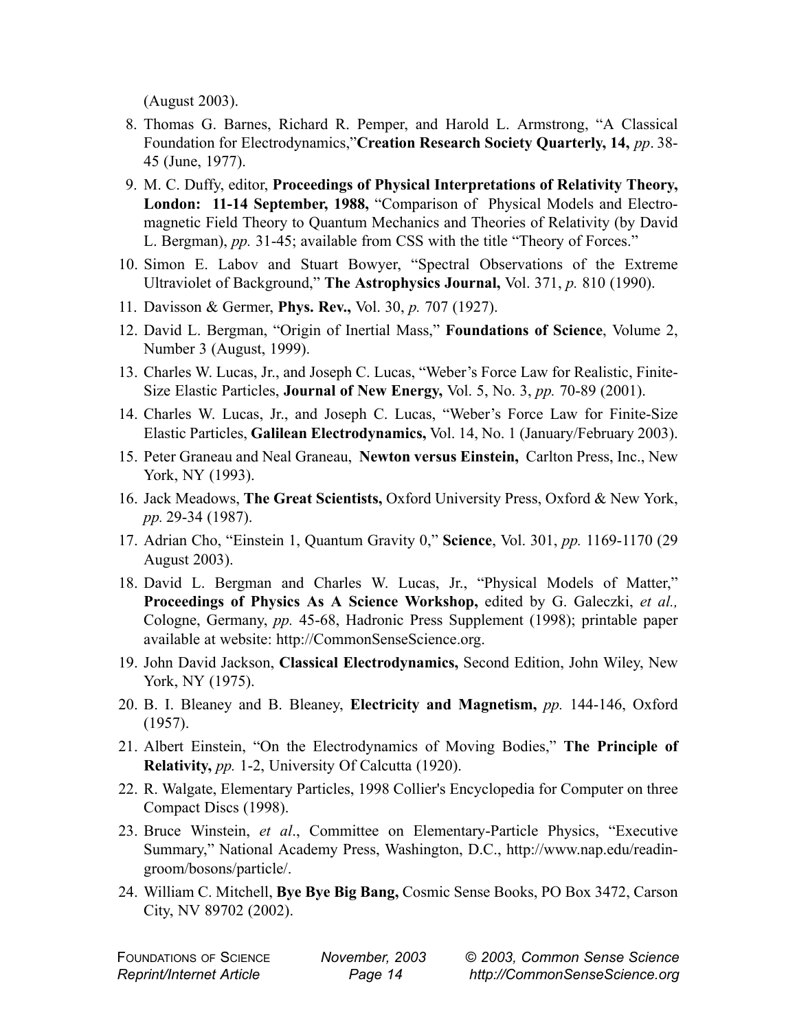(August 2003).

8. Thomas G. Barnes, Richard R. Pemper, and Harold L. Armstrong, "A Classical Foundation for Electrodynamics,"**Creation Research Society Quarterly, 14,** *pp*. 38-45 (June, 1977).
9. M. C. Duffy, editor, **Proceedings of Physical Interpretations of Relativity Theory, London: 11-14 September, 1988,** "Comparison of Physical Models and Electromagnetic Field Theory to Quantum Mechanics and Theories of Relativity (by David L. Bergman), *pp.* 31-45; available from CSS with the title "Theory of Forces."
10. Simon E. Labov and Stuart Bowyer, "Spectral Observations of the Extreme Ultraviolet of Background," **The Astrophysics Journal,** Vol. 371, *p.* 810 (1990).
11. Davisson & Germer, **Phys. Rev.,** Vol. 30, *p.* 707 (1927).
12. David L. Bergman, "Origin of Inertial Mass," **Foundations of Science**, Volume 2, Number 3 (August, 1999).
13. Charles W. Lucas, Jr., and Joseph C. Lucas, "Weber's Force Law for Realistic, Finite-Size Elastic Particles, **Journal of New Energy,** Vol. 5, No. 3, *pp.* 70-89 (2001).
14. Charles W. Lucas, Jr., and Joseph C. Lucas, "Weber's Force Law for Finite-Size Elastic Particles, **Galilean Electrodynamics,** Vol. 14, No. 1 (January/February 2003).
15. Peter Graneau and Neal Graneau, **Newton versus Einstein,** Carlton Press, Inc., New York, NY (1993).
16. Jack Meadows, **The Great Scientists,** Oxford University Press, Oxford & New York, *pp.* 29-34 (1987).
17. Adrian Cho, "Einstein 1, Quantum Gravity 0," **Science**, Vol. 301, *pp.* 1169-1170 (29 August 2003).
18. David L. Bergman and Charles W. Lucas, Jr., "Physical Models of Matter," **Proceedings of Physics As A Science Workshop,** edited by G. Galeczki, *et al.,* Cologne, Germany, *pp.* 45-68, Hadronic Press Supplement (1998); printable paper available at website: http://CommonSenseScience.org.
19. John David Jackson, **Classical Electrodynamics,** Second Edition, John Wiley, New York, NY (1975).
20. B. I. Bleaney and B. Bleaney, **Electricity and Magnetism,** *pp.* 144-146, Oxford (1957).
21. Albert Einstein, "On the Electrodynamics of Moving Bodies," **The Principle of Relativity,** *pp.* 1-2, University Of Calcutta (1920).
22. R. Walgate, Elementary Particles, 1998 Collier's Encyclopedia for Computer on three Compact Discs (1998).
23. Bruce Winstein, *et al*., Committee on Elementary-Particle Physics, "Executive Summary," National Academy Press, Washington, D.C., http://www.nap.edu/readingroom/bosons/particle/.
24. William C. Mitchell, **Bye Bye Big Bang,** Cosmic Sense Books, PO Box 3472, Carson City, NV 89702 (2002).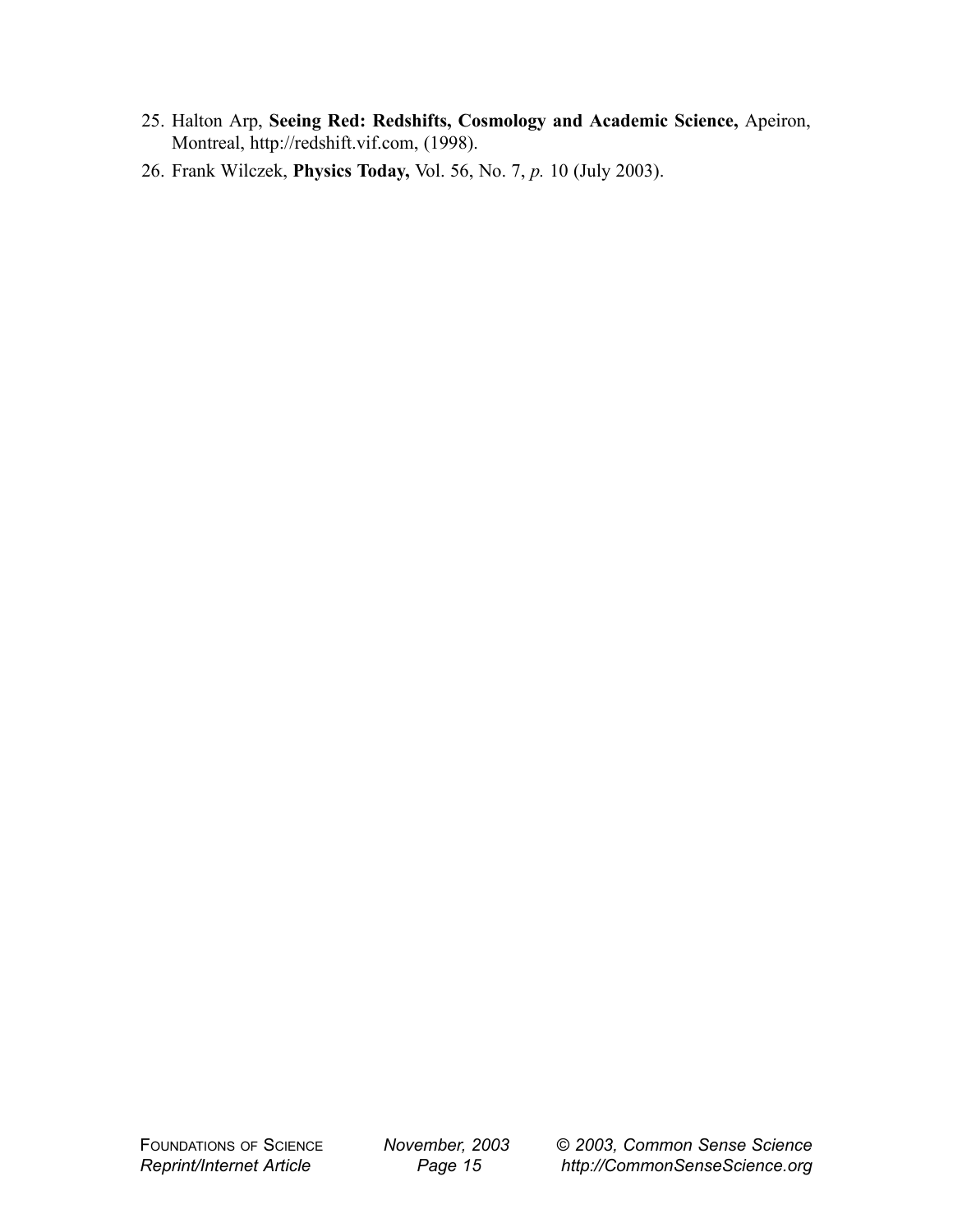25. Halton Arp, **Seeing Red: Redshifts, Cosmology and Academic Science,** Apeiron, Montreal, http://redshift.vif.com, (1998).
26. Frank Wilczek, **Physics Today,** Vol. 56, No. 7, *p.* 10 (July 2003).